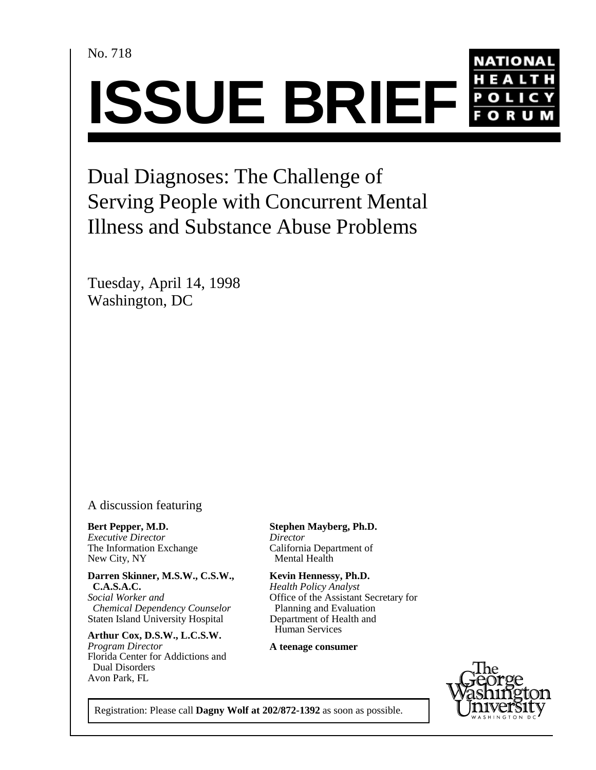No. 718

# ISSUE BRIEF

NATIONAL HEALTH POLICY FORUM

## Dual Diagnoses: The Challenge of Serving People with Concurrent Mental Illness and Substance Abuse Problems

Tuesday, April 14, 1998
Washington, DC

A discussion featuring

**Bert Pepper, M.D.**
*Executive Director*
The Information Exchange
New City, NY

**Darren Skinner, M.S.W., C.S.W., C.A.S.A.C.**
*Social Worker and Chemical Dependency Counselor*
Staten Island University Hospital

**Arthur Cox, D.S.W., L.C.S.W.**
*Program Director*
Florida Center for Addictions and Dual Disorders
Avon Park, FL

**Stephen Mayberg, Ph.D.**
*Director*
California Department of Mental Health

**Kevin Hennessy, Ph.D.**
*Health Policy Analyst*
Office of the Assistant Secretary for Planning and Evaluation
Department of Health and Human Services

**A teenage consumer**

Registration: Please call **Dagny Wolf at 202/872-1392** as soon as possible.

The George Washington University
WASHINGTON DC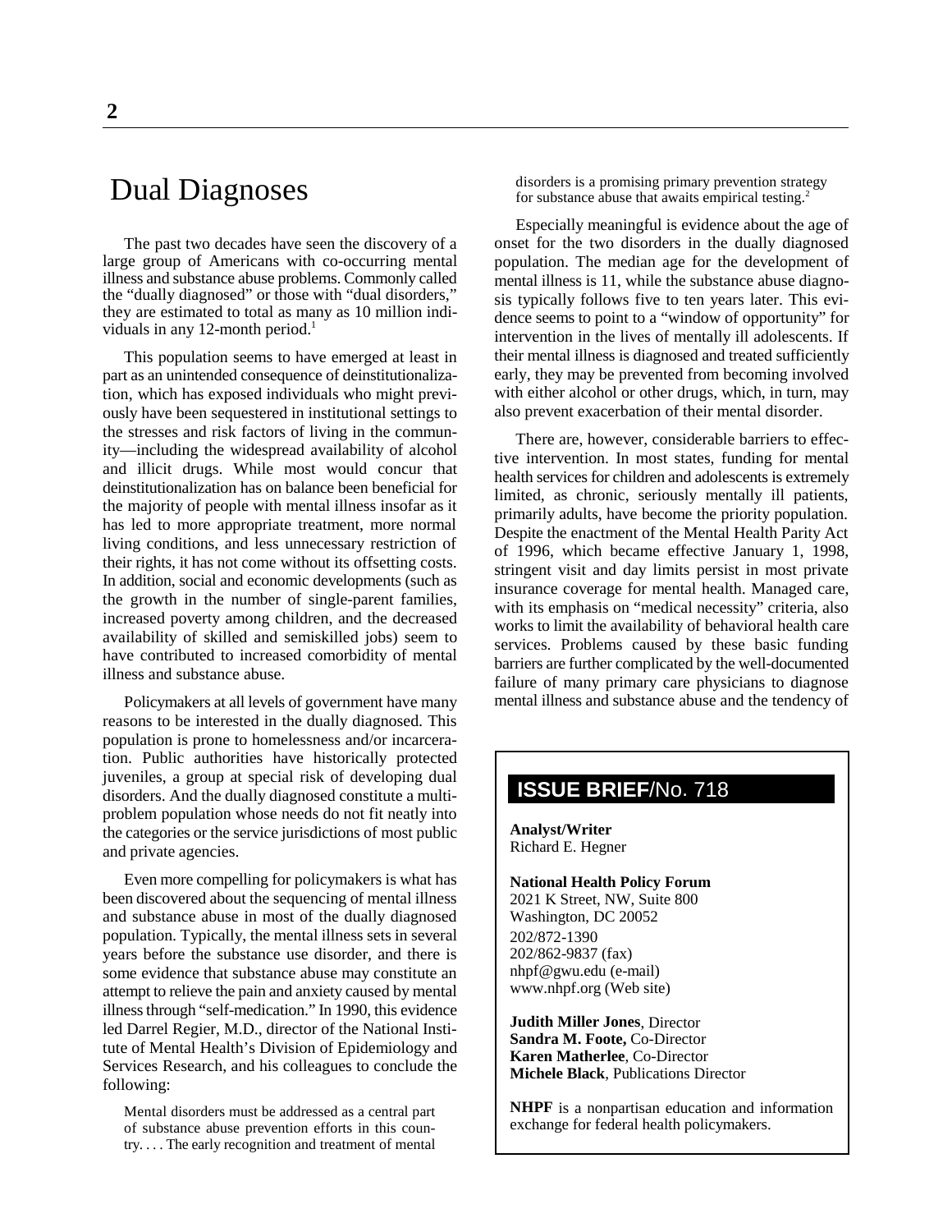# Dual Diagnoses

The past two decades have seen the discovery of a large group of Americans with co-occurring mental illness and substance abuse problems. Commonly called the "dually diagnosed" or those with "dual disorders," they are estimated to total as many as 10 million individuals in any 12-month period.[1]

This population seems to have emerged at least in part as an unintended consequence of deinstitutionalization, which has exposed individuals who might previously have been sequestered in institutional settings to the stresses and risk factors of living in the community—including the widespread availability of alcohol and illicit drugs. While most would concur that deinstitutionalization has on balance been beneficial for the majority of people with mental illness insofar as it has led to more appropriate treatment, more normal living conditions, and less unnecessary restriction of their rights, it has not come without its offsetting costs. In addition, social and economic developments (such as the growth in the number of single-parent families, increased poverty among children, and the decreased availability of skilled and semiskilled jobs) seem to have contributed to increased comorbidity of mental illness and substance abuse.

Policymakers at all levels of government have many reasons to be interested in the dually diagnosed. This population is prone to homelessness and/or incarceration. Public authorities have historically protected juveniles, a group at special risk of developing dual disorders. And the dually diagnosed constitute a multiproblem population whose needs do not fit neatly into the categories or the service jurisdictions of most public and private agencies.

Even more compelling for policymakers is what has been discovered about the sequencing of mental illness and substance abuse in most of the dually diagnosed population. Typically, the mental illness sets in several years before the substance use disorder, and there is some evidence that substance abuse may constitute an attempt to relieve the pain and anxiety caused by mental illness through "self-medication." In 1990, this evidence led Darrel Regier, M.D., director of the National Institute of Mental Health's Division of Epidemiology and Services Research, and his colleagues to conclude the following:

> Mental disorders must be addressed as a central part of substance abuse prevention efforts in this country. . . . The early recognition and treatment of mental disorders is a promising primary prevention strategy for substance abuse that awaits empirical testing.[2]

Especially meaningful is evidence about the age of onset for the two disorders in the dually diagnosed population. The median age for the development of mental illness is 11, while the substance abuse diagnosis typically follows five to ten years later. This evidence seems to point to a "window of opportunity" for intervention in the lives of mentally ill adolescents. If their mental illness is diagnosed and treated sufficiently early, they may be prevented from becoming involved with either alcohol or other drugs, which, in turn, may also prevent exacerbation of their mental disorder.

There are, however, considerable barriers to effective intervention. In most states, funding for mental health services for children and adolescents is extremely limited, as chronic, seriously mentally ill patients, primarily adults, have become the priority population. Despite the enactment of the Mental Health Parity Act of 1996, which became effective January 1, 1998, stringent visit and day limits persist in most private insurance coverage for mental health. Managed care, with its emphasis on "medical necessity" criteria, also works to limit the availability of behavioral health care services. Problems caused by these basic funding barriers are further complicated by the well-documented failure of many primary care physicians to diagnose mental illness and substance abuse and the tendency of

**ISSUE BRIEF/No. 718**

**Analyst/Writer**
Richard E. Hegner

**National Health Policy Forum**
2021 K Street, NW, Suite 800
Washington, DC 20052
202/872-1390
202/862-9837 (fax)
nhpf@gwu.edu (e-mail)
www.nhpf.org (Web site)

**Judith Miller Jones**, Director
**Sandra M. Foote,** Co-Director
**Karen Matherlee**, Co-Director
**Michele Black**, Publications Director

**NHPF** is a nonpartisan education and information exchange for federal health policymakers.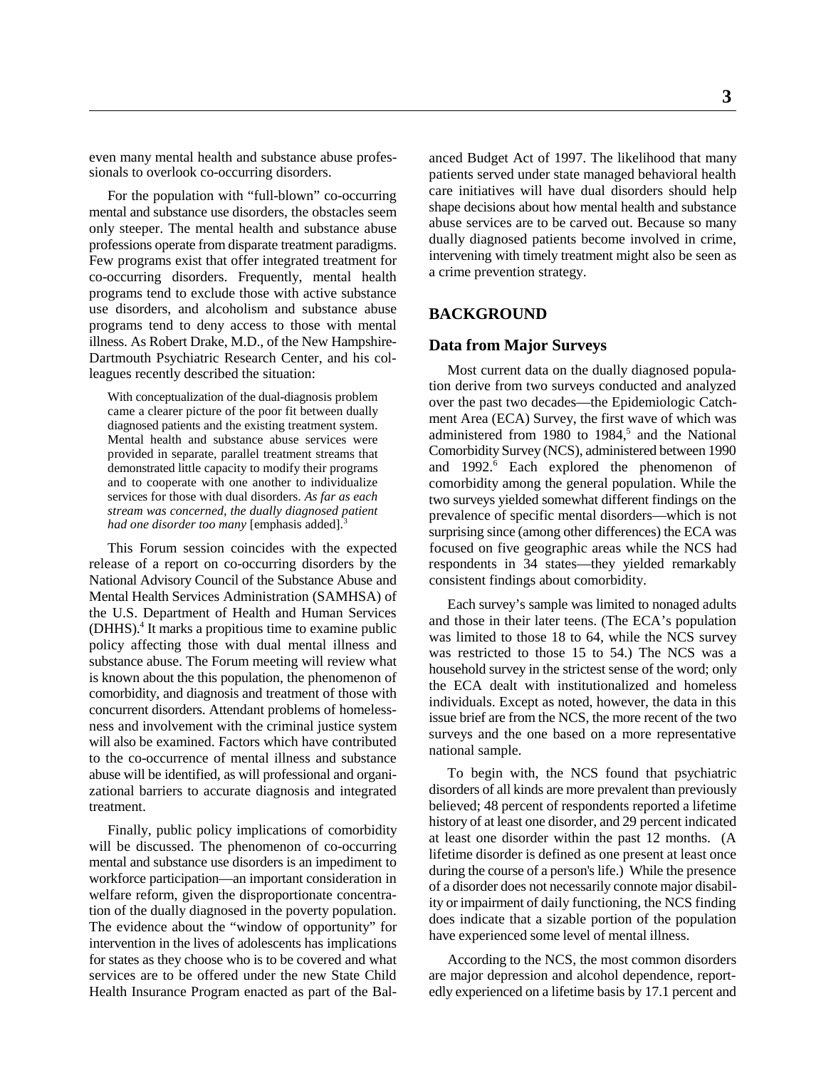even many mental health and substance abuse professionals to overlook co-occurring disorders.

For the population with "full-blown" co-occurring mental and substance use disorders, the obstacles seem only steeper. The mental health and substance abuse professions operate from disparate treatment paradigms. Few programs exist that offer integrated treatment for co-occurring disorders. Frequently, mental health programs tend to exclude those with active substance use disorders, and alcoholism and substance abuse programs tend to deny access to those with mental illness. As Robert Drake, M.D., of the New Hampshire-Dartmouth Psychiatric Research Center, and his colleagues recently described the situation:

> With conceptualization of the dual-diagnosis problem came a clearer picture of the poor fit between dually diagnosed patients and the existing treatment system. Mental health and substance abuse services were provided in separate, parallel treatment streams that demonstrated little capacity to modify their programs and to cooperate with one another to individualize services for those with dual disorders. *As far as each stream was concerned, the dually diagnosed patient had one disorder too many* [emphasis added].[3]

This Forum session coincides with the expected release of a report on co-occurring disorders by the National Advisory Council of the Substance Abuse and Mental Health Services Administration (SAMHSA) of the U.S. Department of Health and Human Services (DHHS).[4] It marks a propitious time to examine public policy affecting those with dual mental illness and substance abuse. The Forum meeting will review what is known about the this population, the phenomenon of comorbidity, and diagnosis and treatment of those with concurrent disorders. Attendant problems of homelessness and involvement with the criminal justice system will also be examined. Factors which have contributed to the co-occurrence of mental illness and substance abuse will be identified, as will professional and organizational barriers to accurate diagnosis and integrated treatment.

Finally, public policy implications of comorbidity will be discussed. The phenomenon of co-occurring mental and substance use disorders is an impediment to workforce participation—an important consideration in welfare reform, given the disproportionate concentration of the dually diagnosed in the poverty population. The evidence about the "window of opportunity" for intervention in the lives of adolescents has implications for states as they choose who is to be covered and what services are to be offered under the new State Child Health Insurance Program enacted as part of the Balanced Budget Act of 1997. The likelihood that many patients served under state managed behavioral health care initiatives will have dual disorders should help shape decisions about how mental health and substance abuse services are to be carved out. Because so many dually diagnosed patients become involved in crime, intervening with timely treatment might also be seen as a crime prevention strategy.

## BACKGROUND

### Data from Major Surveys

Most current data on the dually diagnosed population derive from two surveys conducted and analyzed over the past two decades—the Epidemiologic Catchment Area (ECA) Survey, the first wave of which was administered from 1980 to 1984,[5] and the National Comorbidity Survey (NCS), administered between 1990 and 1992.[6] Each explored the phenomenon of comorbidity among the general population. While the two surveys yielded somewhat different findings on the prevalence of specific mental disorders—which is not surprising since (among other differences) the ECA was focused on five geographic areas while the NCS had respondents in 34 states—they yielded remarkably consistent findings about comorbidity.

Each survey's sample was limited to nonaged adults and those in their later teens. (The ECA's population was limited to those 18 to 64, while the NCS survey was restricted to those 15 to 54.) The NCS was a household survey in the strictest sense of the word; only the ECA dealt with institutionalized and homeless individuals. Except as noted, however, the data in this issue brief are from the NCS, the more recent of the two surveys and the one based on a more representative national sample.

To begin with, the NCS found that psychiatric disorders of all kinds are more prevalent than previously believed; 48 percent of respondents reported a lifetime history of at least one disorder, and 29 percent indicated at least one disorder within the past 12 months. (A lifetime disorder is defined as one present at least once during the course of a person's life.) While the presence of a disorder does not necessarily connote major disability or impairment of daily functioning, the NCS finding does indicate that a sizable portion of the population have experienced some level of mental illness.

According to the NCS, the most common disorders are major depression and alcohol dependence, reportedly experienced on a lifetime basis by 17.1 percent and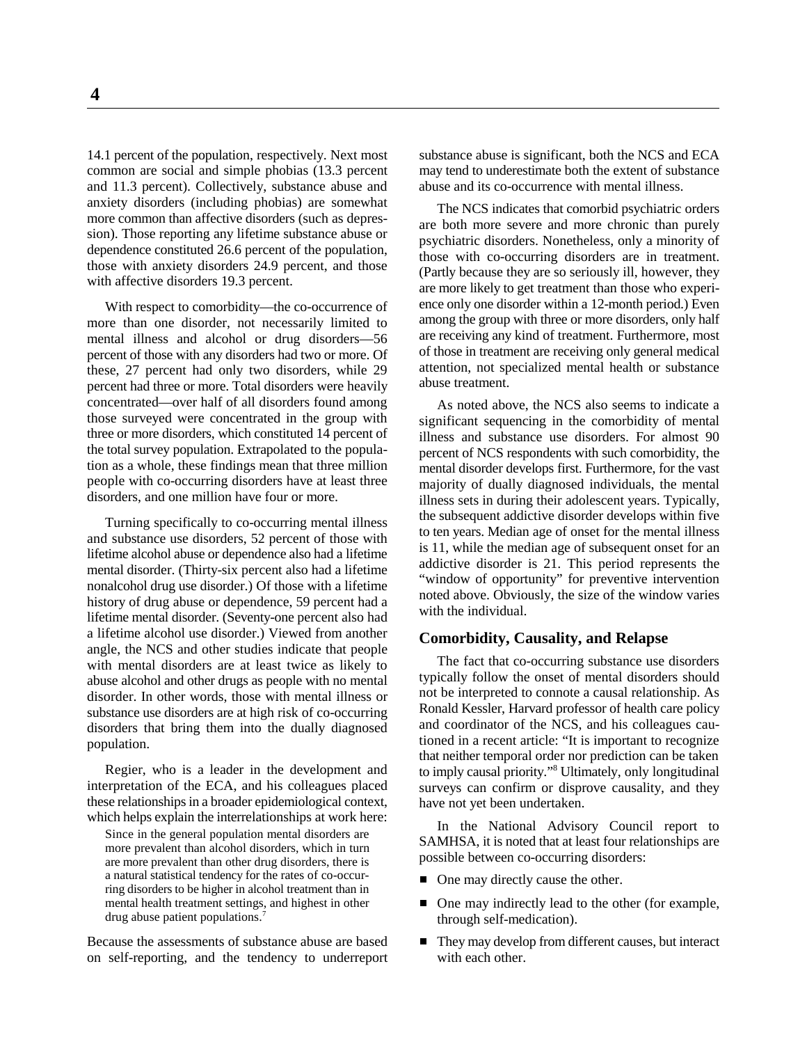14.1 percent of the population, respectively. Next most common are social and simple phobias (13.3 percent and 11.3 percent). Collectively, substance abuse and anxiety disorders (including phobias) are somewhat more common than affective disorders (such as depression). Those reporting any lifetime substance abuse or dependence constituted 26.6 percent of the population, those with anxiety disorders 24.9 percent, and those with affective disorders 19.3 percent.

With respect to comorbidity—the co-occurrence of more than one disorder, not necessarily limited to mental illness and alcohol or drug disorders—56 percent of those with any disorders had two or more. Of these, 27 percent had only two disorders, while 29 percent had three or more. Total disorders were heavily concentrated—over half of all disorders found among those surveyed were concentrated in the group with three or more disorders, which constituted 14 percent of the total survey population. Extrapolated to the population as a whole, these findings mean that three million people with co-occurring disorders have at least three disorders, and one million have four or more.

Turning specifically to co-occurring mental illness and substance use disorders, 52 percent of those with lifetime alcohol abuse or dependence also had a lifetime mental disorder. (Thirty-six percent also had a lifetime nonalcohol drug use disorder.) Of those with a lifetime history of drug abuse or dependence, 59 percent had a lifetime mental disorder. (Seventy-one percent also had a lifetime alcohol use disorder.) Viewed from another angle, the NCS and other studies indicate that people with mental disorders are at least twice as likely to abuse alcohol and other drugs as people with no mental disorder. In other words, those with mental illness or substance use disorders are at high risk of co-occurring disorders that bring them into the dually diagnosed population.

Regier, who is a leader in the development and interpretation of the ECA, and his colleagues placed these relationships in a broader epidemiological context, which helps explain the interrelationships at work here:

> Since in the general population mental disorders are more prevalent than alcohol disorders, which in turn are more prevalent than other drug disorders, there is a natural statistical tendency for the rates of co-occurring disorders to be higher in alcohol treatment than in mental health treatment settings, and highest in other drug abuse patient populations.[7]

Because the assessments of substance abuse are based on self-reporting, and the tendency to underreport substance abuse is significant, both the NCS and ECA may tend to underestimate both the extent of substance abuse and its co-occurrence with mental illness.

The NCS indicates that comorbid psychiatric orders are both more severe and more chronic than purely psychiatric disorders. Nonetheless, only a minority of those with co-occurring disorders are in treatment. (Partly because they are so seriously ill, however, they are more likely to get treatment than those who experience only one disorder within a 12-month period.) Even among the group with three or more disorders, only half are receiving any kind of treatment. Furthermore, most of those in treatment are receiving only general medical attention, not specialized mental health or substance abuse treatment.

As noted above, the NCS also seems to indicate a significant sequencing in the comorbidity of mental illness and substance use disorders. For almost 90 percent of NCS respondents with such comorbidity, the mental disorder develops first. Furthermore, for the vast majority of dually diagnosed individuals, the mental illness sets in during their adolescent years. Typically, the subsequent addictive disorder develops within five to ten years. Median age of onset for the mental illness is 11, while the median age of subsequent onset for an addictive disorder is 21. This period represents the "window of opportunity" for preventive intervention noted above. Obviously, the size of the window varies with the individual.

## Comorbidity, Causality, and Relapse

The fact that co-occurring substance use disorders typically follow the onset of mental disorders should not be interpreted to connote a causal relationship. As Ronald Kessler, Harvard professor of health care policy and coordinator of the NCS, and his colleagues cautioned in a recent article: "It is important to recognize that neither temporal order nor prediction can be taken to imply causal priority."[8] Ultimately, only longitudinal surveys can confirm or disprove causality, and they have not yet been undertaken.

In the National Advisory Council report to SAMHSA, it is noted that at least four relationships are possible between co-occurring disorders:

- One may directly cause the other.
- One may indirectly lead to the other (for example, through self-medication).
- They may develop from different causes, but interact with each other.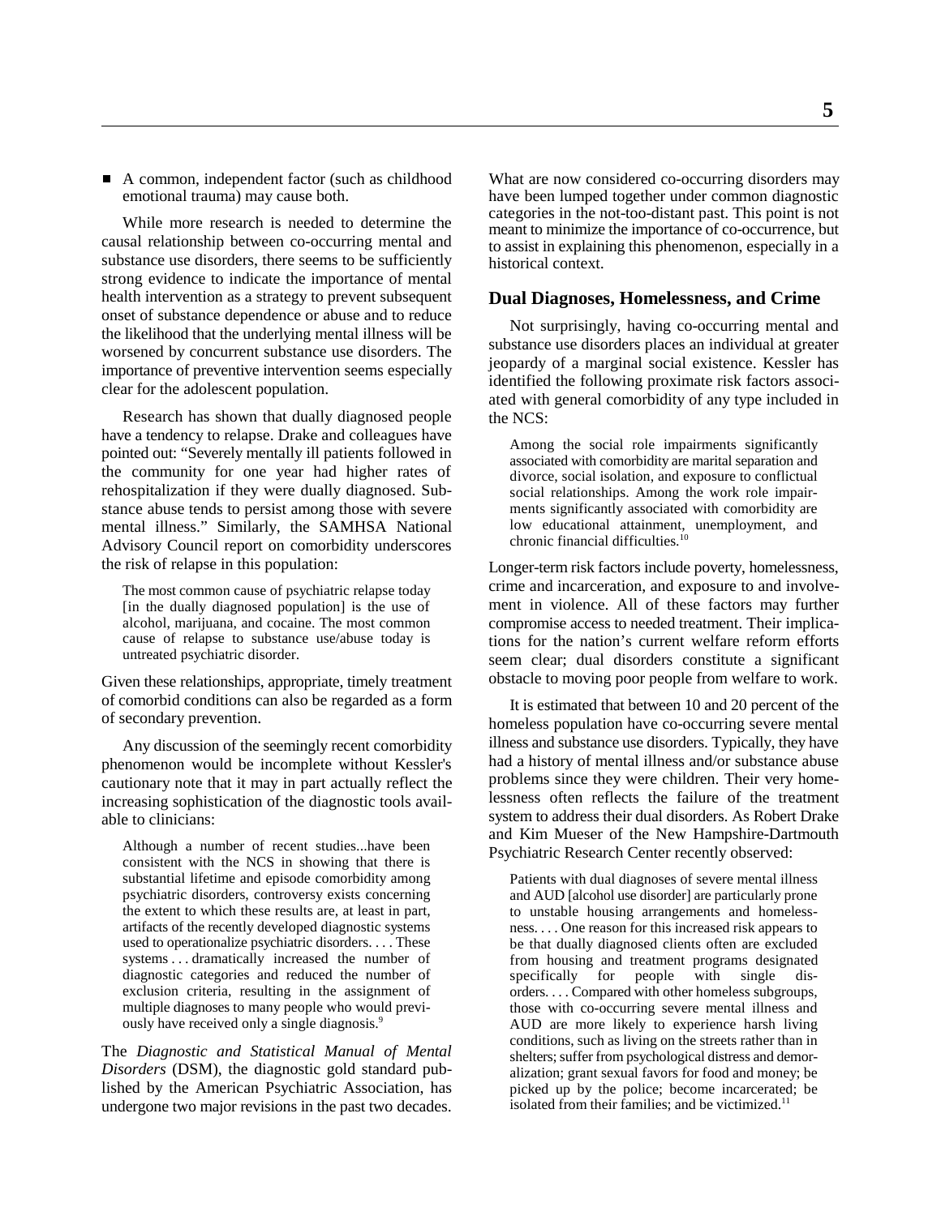- A common, independent factor (such as childhood emotional trauma) may cause both.

While more research is needed to determine the causal relationship between co-occurring mental and substance use disorders, there seems to be sufficiently strong evidence to indicate the importance of mental health intervention as a strategy to prevent subsequent onset of substance dependence or abuse and to reduce the likelihood that the underlying mental illness will be worsened by concurrent substance use disorders. The importance of preventive intervention seems especially clear for the adolescent population.

Research has shown that dually diagnosed people have a tendency to relapse. Drake and colleagues have pointed out: "Severely mentally ill patients followed in the community for one year had higher rates of rehospitalization if they were dually diagnosed. Substance abuse tends to persist among those with severe mental illness." Similarly, the SAMHSA National Advisory Council report on comorbidity underscores the risk of relapse in this population:

> The most common cause of psychiatric relapse today [in the dually diagnosed population] is the use of alcohol, marijuana, and cocaine. The most common cause of relapse to substance use/abuse today is untreated psychiatric disorder.

Given these relationships, appropriate, timely treatment of comorbid conditions can also be regarded as a form of secondary prevention.

Any discussion of the seemingly recent comorbidity phenomenon would be incomplete without Kessler's cautionary note that it may in part actually reflect the increasing sophistication of the diagnostic tools available to clinicians:

> Although a number of recent studies...have been consistent with the NCS in showing that there is substantial lifetime and episode comorbidity among psychiatric disorders, controversy exists concerning the extent to which these results are, at least in part, artifacts of the recently developed diagnostic systems used to operationalize psychiatric disorders. . . . These systems . . . dramatically increased the number of diagnostic categories and reduced the number of exclusion criteria, resulting in the assignment of multiple diagnoses to many people who would previously have received only a single diagnosis.[9]

The *Diagnostic and Statistical Manual of Mental Disorders* (DSM), the diagnostic gold standard published by the American Psychiatric Association, has undergone two major revisions in the past two decades. What are now considered co-occurring disorders may have been lumped together under common diagnostic categories in the not-too-distant past. This point is not meant to minimize the importance of co-occurrence, but to assist in explaining this phenomenon, especially in a historical context.

## Dual Diagnoses, Homelessness, and Crime

Not surprisingly, having co-occurring mental and substance use disorders places an individual at greater jeopardy of a marginal social existence. Kessler has identified the following proximate risk factors associated with general comorbidity of any type included in the NCS:

> Among the social role impairments significantly associated with comorbidity are marital separation and divorce, social isolation, and exposure to conflictual social relationships. Among the work role impairments significantly associated with comorbidity are low educational attainment, unemployment, and chronic financial difficulties.[10]

Longer-term risk factors include poverty, homelessness, crime and incarceration, and exposure to and involvement in violence. All of these factors may further compromise access to needed treatment. Their implications for the nation's current welfare reform efforts seem clear; dual disorders constitute a significant obstacle to moving poor people from welfare to work.

It is estimated that between 10 and 20 percent of the homeless population have co-occurring severe mental illness and substance use disorders. Typically, they have had a history of mental illness and/or substance abuse problems since they were children. Their very homelessness often reflects the failure of the treatment system to address their dual disorders. As Robert Drake and Kim Mueser of the New Hampshire-Dartmouth Psychiatric Research Center recently observed:

> Patients with dual diagnoses of severe mental illness and AUD [alcohol use disorder] are particularly prone to unstable housing arrangements and homelessness. . . . One reason for this increased risk appears to be that dually diagnosed clients often are excluded from housing and treatment programs designated specifically for people with single disorders. . . . Compared with other homeless subgroups, those with co-occurring severe mental illness and AUD are more likely to experience harsh living conditions, such as living on the streets rather than in shelters; suffer from psychological distress and demoralization; grant sexual favors for food and money; be picked up by the police; become incarcerated; be isolated from their families; and be victimized.[11]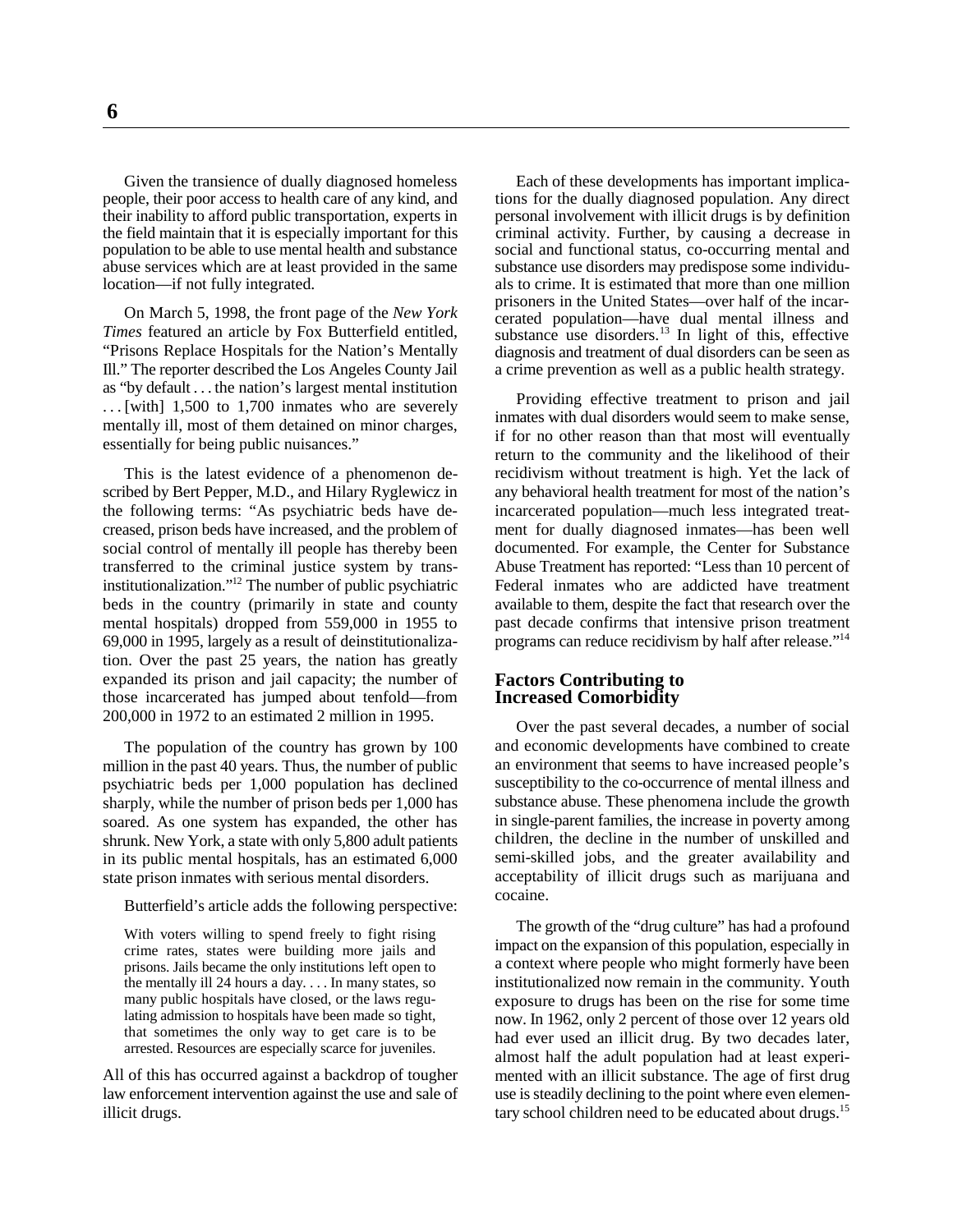Given the transience of dually diagnosed homeless people, their poor access to health care of any kind, and their inability to afford public transportation, experts in the field maintain that it is especially important for this population to be able to use mental health and substance abuse services which are at least provided in the same location—if not fully integrated.

On March 5, 1998, the front page of the *New York Times* featured an article by Fox Butterfield entitled, "Prisons Replace Hospitals for the Nation's Mentally Ill." The reporter described the Los Angeles County Jail as "by default . . . the nation's largest mental institution . . . [with] 1,500 to 1,700 inmates who are severely mentally ill, most of them detained on minor charges, essentially for being public nuisances."

This is the latest evidence of a phenomenon described by Bert Pepper, M.D., and Hilary Ryglewicz in the following terms: "As psychiatric beds have decreased, prison beds have increased, and the problem of social control of mentally ill people has thereby been transferred to the criminal justice system by transinstitutionalization."[12] The number of public psychiatric beds in the country (primarily in state and county mental hospitals) dropped from 559,000 in 1955 to 69,000 in 1995, largely as a result of deinstitutionalization. Over the past 25 years, the nation has greatly expanded its prison and jail capacity; the number of those incarcerated has jumped about tenfold—from 200,000 in 1972 to an estimated 2 million in 1995.

The population of the country has grown by 100 million in the past 40 years. Thus, the number of public psychiatric beds per 1,000 population has declined sharply, while the number of prison beds per 1,000 has soared. As one system has expanded, the other has shrunk. New York, a state with only 5,800 adult patients in its public mental hospitals, has an estimated 6,000 state prison inmates with serious mental disorders.

Butterfield's article adds the following perspective:

> With voters willing to spend freely to fight rising crime rates, states were building more jails and prisons. Jails became the only institutions left open to the mentally ill 24 hours a day. . . . In many states, so many public hospitals have closed, or the laws regulating admission to hospitals have been made so tight, that sometimes the only way to get care is to be arrested. Resources are especially scarce for juveniles.

All of this has occurred against a backdrop of tougher law enforcement intervention against the use and sale of illicit drugs.

Each of these developments has important implications for the dually diagnosed population. Any direct personal involvement with illicit drugs is by definition criminal activity. Further, by causing a decrease in social and functional status, co-occurring mental and substance use disorders may predispose some individuals to crime. It is estimated that more than one million prisoners in the United States—over half of the incarcerated population—have dual mental illness and substance use disorders.[13] In light of this, effective diagnosis and treatment of dual disorders can be seen as a crime prevention as well as a public health strategy.

Providing effective treatment to prison and jail inmates with dual disorders would seem to make sense, if for no other reason than that most will eventually return to the community and the likelihood of their recidivism without treatment is high. Yet the lack of any behavioral health treatment for most of the nation's incarcerated population—much less integrated treatment for dually diagnosed inmates—has been well documented. For example, the Center for Substance Abuse Treatment has reported: "Less than 10 percent of Federal inmates who are addicted have treatment available to them, despite the fact that research over the past decade confirms that intensive prison treatment programs can reduce recidivism by half after release."[14]

## Factors Contributing to Increased Comorbidity

Over the past several decades, a number of social and economic developments have combined to create an environment that seems to have increased people's susceptibility to the co-occurrence of mental illness and substance abuse. These phenomena include the growth in single-parent families, the increase in poverty among children, the decline in the number of unskilled and semi-skilled jobs, and the greater availability and acceptability of illicit drugs such as marijuana and cocaine.

The growth of the "drug culture" has had a profound impact on the expansion of this population, especially in a context where people who might formerly have been institutionalized now remain in the community. Youth exposure to drugs has been on the rise for some time now. In 1962, only 2 percent of those over 12 years old had ever used an illicit drug. By two decades later, almost half the adult population had at least experimented with an illicit substance. The age of first drug use is steadily declining to the point where even elementary school children need to be educated about drugs.[15]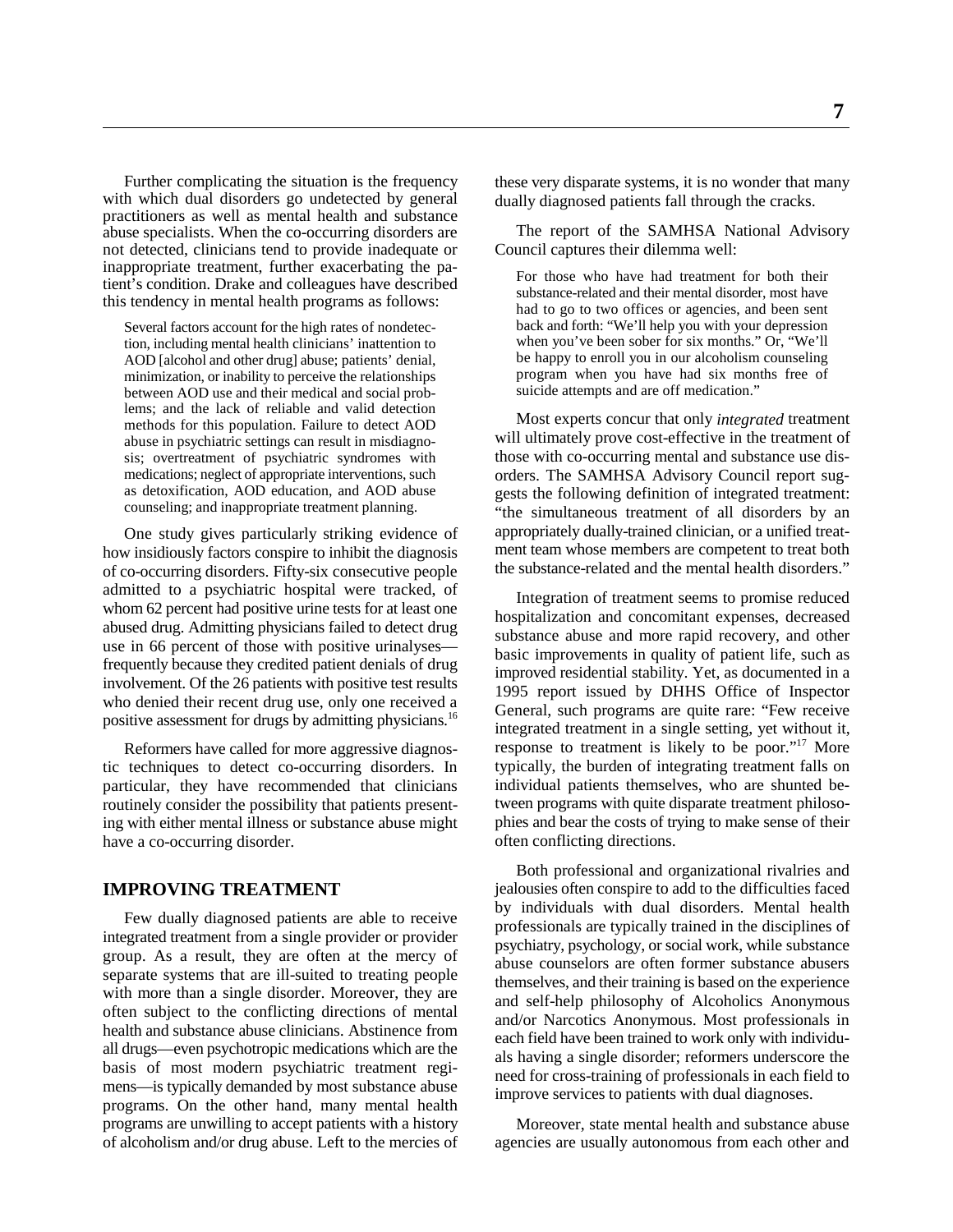Further complicating the situation is the frequency with which dual disorders go undetected by general practitioners as well as mental health and substance abuse specialists. When the co-occurring disorders are not detected, clinicians tend to provide inadequate or inappropriate treatment, further exacerbating the patient's condition. Drake and colleagues have described this tendency in mental health programs as follows:

> Several factors account for the high rates of nondetection, including mental health clinicians' inattention to AOD [alcohol and other drug] abuse; patients' denial, minimization, or inability to perceive the relationships between AOD use and their medical and social problems; and the lack of reliable and valid detection methods for this population. Failure to detect AOD abuse in psychiatric settings can result in misdiagnosis; overtreatment of psychiatric syndromes with medications; neglect of appropriate interventions, such as detoxification, AOD education, and AOD abuse counseling; and inappropriate treatment planning.

One study gives particularly striking evidence of how insidiously factors conspire to inhibit the diagnosis of co-occurring disorders. Fifty-six consecutive people admitted to a psychiatric hospital were tracked, of whom 62 percent had positive urine tests for at least one abused drug. Admitting physicians failed to detect drug use in 66 percent of those with positive urinalyses—frequently because they credited patient denials of drug involvement. Of the 26 patients with positive test results who denied their recent drug use, only one received a positive assessment for drugs by admitting physicians.[16]

Reformers have called for more aggressive diagnostic techniques to detect co-occurring disorders. In particular, they have recommended that clinicians routinely consider the possibility that patients presenting with either mental illness or substance abuse might have a co-occurring disorder.

## IMPROVING TREATMENT

Few dually diagnosed patients are able to receive integrated treatment from a single provider or provider group. As a result, they are often at the mercy of separate systems that are ill-suited to treating people with more than a single disorder. Moreover, they are often subject to the conflicting directions of mental health and substance abuse clinicians. Abstinence from all drugs—even psychotropic medications which are the basis of most modern psychiatric treatment regimens—is typically demanded by most substance abuse programs. On the other hand, many mental health programs are unwilling to accept patients with a history of alcoholism and/or drug abuse. Left to the mercies of these very disparate systems, it is no wonder that many dually diagnosed patients fall through the cracks.

The report of the SAMHSA National Advisory Council captures their dilemma well:

> For those who have had treatment for both their substance-related and their mental disorder, most have had to go to two offices or agencies, and been sent back and forth: "We'll help you with your depression when you've been sober for six months." Or, "We'll be happy to enroll you in our alcoholism counseling program when you have had six months free of suicide attempts and are off medication."

Most experts concur that only *integrated* treatment will ultimately prove cost-effective in the treatment of those with co-occurring mental and substance use disorders. The SAMHSA Advisory Council report suggests the following definition of integrated treatment: "the simultaneous treatment of all disorders by an appropriately dually-trained clinician, or a unified treatment team whose members are competent to treat both the substance-related and the mental health disorders."

Integration of treatment seems to promise reduced hospitalization and concomitant expenses, decreased substance abuse and more rapid recovery, and other basic improvements in quality of patient life, such as improved residential stability. Yet, as documented in a 1995 report issued by DHHS Office of Inspector General, such programs are quite rare: "Few receive integrated treatment in a single setting, yet without it, response to treatment is likely to be poor."[17] More typically, the burden of integrating treatment falls on individual patients themselves, who are shunted between programs with quite disparate treatment philosophies and bear the costs of trying to make sense of their often conflicting directions.

Both professional and organizational rivalries and jealousies often conspire to add to the difficulties faced by individuals with dual disorders. Mental health professionals are typically trained in the disciplines of psychiatry, psychology, or social work, while substance abuse counselors are often former substance abusers themselves, and their training is based on the experience and self-help philosophy of Alcoholics Anonymous and/or Narcotics Anonymous. Most professionals in each field have been trained to work only with individuals having a single disorder; reformers underscore the need for cross-training of professionals in each field to improve services to patients with dual diagnoses.

Moreover, state mental health and substance abuse agencies are usually autonomous from each other and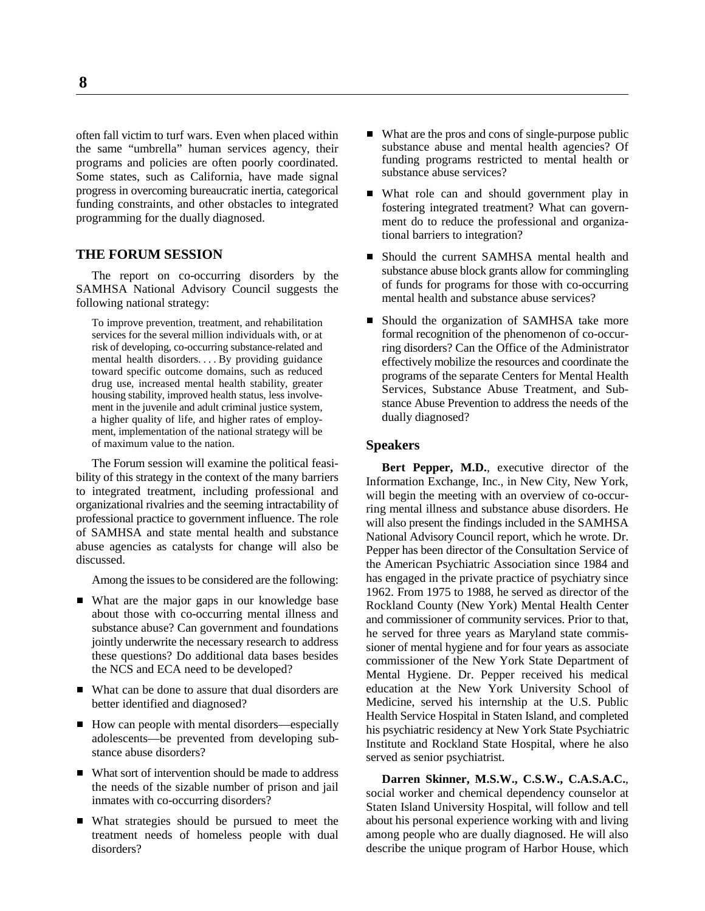often fall victim to turf wars. Even when placed within the same "umbrella" human services agency, their programs and policies are often poorly coordinated. Some states, such as California, have made signal progress in overcoming bureaucratic inertia, categorical funding constraints, and other obstacles to integrated programming for the dually diagnosed.

## THE FORUM SESSION

The report on co-occurring disorders by the SAMHSA National Advisory Council suggests the following national strategy:

> To improve prevention, treatment, and rehabilitation services for the several million individuals with, or at risk of developing, co-occurring substance-related and mental health disorders. . . . By providing guidance toward specific outcome domains, such as reduced drug use, increased mental health stability, greater housing stability, improved health status, less involvement in the juvenile and adult criminal justice system, a higher quality of life, and higher rates of employment, implementation of the national strategy will be of maximum value to the nation.

The Forum session will examine the political feasibility of this strategy in the context of the many barriers to integrated treatment, including professional and organizational rivalries and the seeming intractability of professional practice to government influence. The role of SAMHSA and state mental health and substance abuse agencies as catalysts for change will also be discussed.

Among the issues to be considered are the following:

- What are the major gaps in our knowledge base about those with co-occurring mental illness and substance abuse? Can government and foundations jointly underwrite the necessary research to address these questions? Do additional data bases besides the NCS and ECA need to be developed?
- What can be done to assure that dual disorders are better identified and diagnosed?
- How can people with mental disorders—especially adolescents—be prevented from developing substance abuse disorders?
- What sort of intervention should be made to address the needs of the sizable number of prison and jail inmates with co-occurring disorders?
- What strategies should be pursued to meet the treatment needs of homeless people with dual disorders?
- What are the pros and cons of single-purpose public substance abuse and mental health agencies? Of funding programs restricted to mental health or substance abuse services?
- What role can and should government play in fostering integrated treatment? What can government do to reduce the professional and organizational barriers to integration?
- Should the current SAMHSA mental health and substance abuse block grants allow for commingling of funds for programs for those with co-occurring mental health and substance abuse services?
- Should the organization of SAMHSA take more formal recognition of the phenomenon of co-occurring disorders? Can the Office of the Administrator effectively mobilize the resources and coordinate the programs of the separate Centers for Mental Health Services, Substance Abuse Treatment, and Substance Abuse Prevention to address the needs of the dually diagnosed?

### Speakers

**Bert Pepper, M.D.**, executive director of the Information Exchange, Inc., in New City, New York, will begin the meeting with an overview of co-occurring mental illness and substance abuse disorders. He will also present the findings included in the SAMHSA National Advisory Council report, which he wrote. Dr. Pepper has been director of the Consultation Service of the American Psychiatric Association since 1984 and has engaged in the private practice of psychiatry since 1962. From 1975 to 1988, he served as director of the Rockland County (New York) Mental Health Center and commissioner of community services. Prior to that, he served for three years as Maryland state commissioner of mental hygiene and for four years as associate commissioner of the New York State Department of Mental Hygiene. Dr. Pepper received his medical education at the New York University School of Medicine, served his internship at the U.S. Public Health Service Hospital in Staten Island, and completed his psychiatric residency at New York State Psychiatric Institute and Rockland State Hospital, where he also served as senior psychiatrist.

**Darren Skinner, M.S.W., C.S.W., C.A.S.A.C.**, social worker and chemical dependency counselor at Staten Island University Hospital, will follow and tell about his personal experience working with and living among people who are dually diagnosed. He will also describe the unique program of Harbor House, which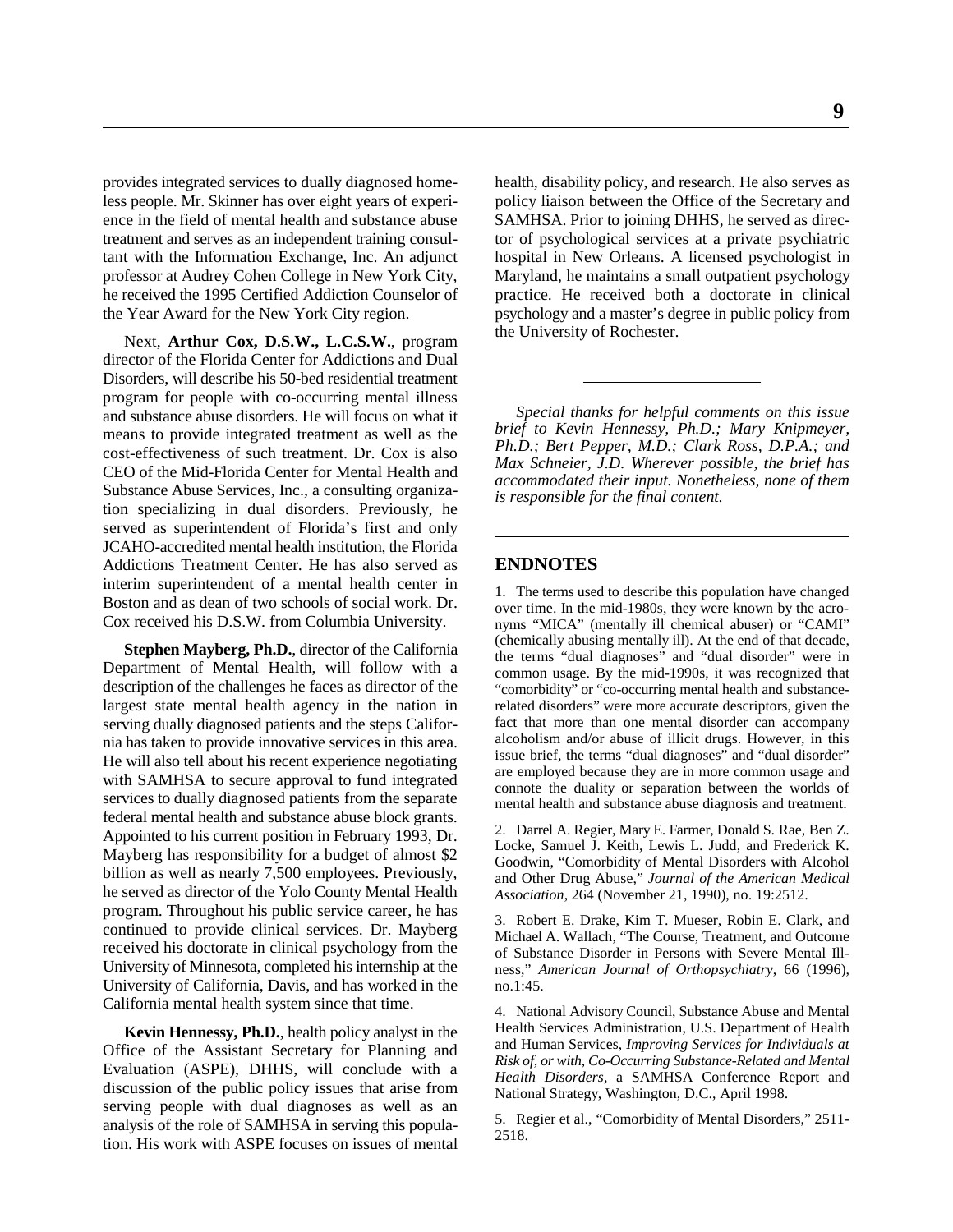provides integrated services to dually diagnosed homeless people. Mr. Skinner has over eight years of experience in the field of mental health and substance abuse treatment and serves as an independent training consultant with the Information Exchange, Inc. An adjunct professor at Audrey Cohen College in New York City, he received the 1995 Certified Addiction Counselor of the Year Award for the New York City region.

Next, **Arthur Cox, D.S.W., L.C.S.W.**, program director of the Florida Center for Addictions and Dual Disorders, will describe his 50-bed residential treatment program for people with co-occurring mental illness and substance abuse disorders. He will focus on what it means to provide integrated treatment as well as the cost-effectiveness of such treatment. Dr. Cox is also CEO of the Mid-Florida Center for Mental Health and Substance Abuse Services, Inc., a consulting organization specializing in dual disorders. Previously, he served as superintendent of Florida's first and only JCAHO-accredited mental health institution, the Florida Addictions Treatment Center. He has also served as interim superintendent of a mental health center in Boston and as dean of two schools of social work. Dr. Cox received his D.S.W. from Columbia University.

**Stephen Mayberg, Ph.D.**, director of the California Department of Mental Health, will follow with a description of the challenges he faces as director of the largest state mental health agency in the nation in serving dually diagnosed patients and the steps California has taken to provide innovative services in this area. He will also tell about his recent experience negotiating with SAMHSA to secure approval to fund integrated services to dually diagnosed patients from the separate federal mental health and substance abuse block grants. Appointed to his current position in February 1993, Dr. Mayberg has responsibility for a budget of almost $2 billion as well as nearly 7,500 employees. Previously, he served as director of the Yolo County Mental Health program. Throughout his public service career, he has continued to provide clinical services. Dr. Mayberg received his doctorate in clinical psychology from the University of Minnesota, completed his internship at the University of California, Davis, and has worked in the California mental health system since that time.

**Kevin Hennessy, Ph.D.**, health policy analyst in the Office of the Assistant Secretary for Planning and Evaluation (ASPE), DHHS, will conclude with a discussion of the public policy issues that arise from serving people with dual diagnoses as well as an analysis of the role of SAMHSA in serving this population. His work with ASPE focuses on issues of mental health, disability policy, and research. He also serves as policy liaison between the Office of the Secretary and SAMHSA. Prior to joining DHHS, he served as director of psychological services at a private psychiatric hospital in New Orleans. A licensed psychologist in Maryland, he maintains a small outpatient psychology practice. He received both a doctorate in clinical psychology and a master's degree in public policy from the University of Rochester.

---

*Special thanks for helpful comments on this issue brief to Kevin Hennessy, Ph.D.; Mary Knipmeyer, Ph.D.; Bert Pepper, M.D.; Clark Ross, D.P.A.; and Max Schneier, J.D. Wherever possible, the brief has accommodated their input. Nonetheless, none of them is responsible for the final content.*

---

## ENDNOTES

1. The terms used to describe this population have changed over time. In the mid-1980s, they were known by the acronyms "MICA" (mentally ill chemical abuser) or "CAMI" (chemically abusing mentally ill). At the end of that decade, the terms "dual diagnoses" and "dual disorder" were in common usage. By the mid-1990s, it was recognized that "comorbidity" or "co-occurring mental health and substance-related disorders" were more accurate descriptors, given the fact that more than one mental disorder can accompany alcoholism and/or abuse of illicit drugs. However, in this issue brief, the terms "dual diagnoses" and "dual disorder" are employed because they are in more common usage and connote the duality or separation between the worlds of mental health and substance abuse diagnosis and treatment.

2. Darrel A. Regier, Mary E. Farmer, Donald S. Rae, Ben Z. Locke, Samuel J. Keith, Lewis L. Judd, and Frederick K. Goodwin, "Comorbidity of Mental Disorders with Alcohol and Other Drug Abuse," *Journal of the American Medical Association*, 264 (November 21, 1990), no. 19:2512.

3. Robert E. Drake, Kim T. Mueser, Robin E. Clark, and Michael A. Wallach, "The Course, Treatment, and Outcome of Substance Disorder in Persons with Severe Mental Illness," *American Journal of Orthopsychiatry*, 66 (1996), no.1:45.

4. National Advisory Council, Substance Abuse and Mental Health Services Administration, U.S. Department of Health and Human Services, *Improving Services for Individuals at Risk of, or with, Co-Occurring Substance-Related and Mental Health Disorders*, a SAMHSA Conference Report and National Strategy, Washington, D.C., April 1998.

5. Regier et al., "Comorbidity of Mental Disorders," 2511-2518.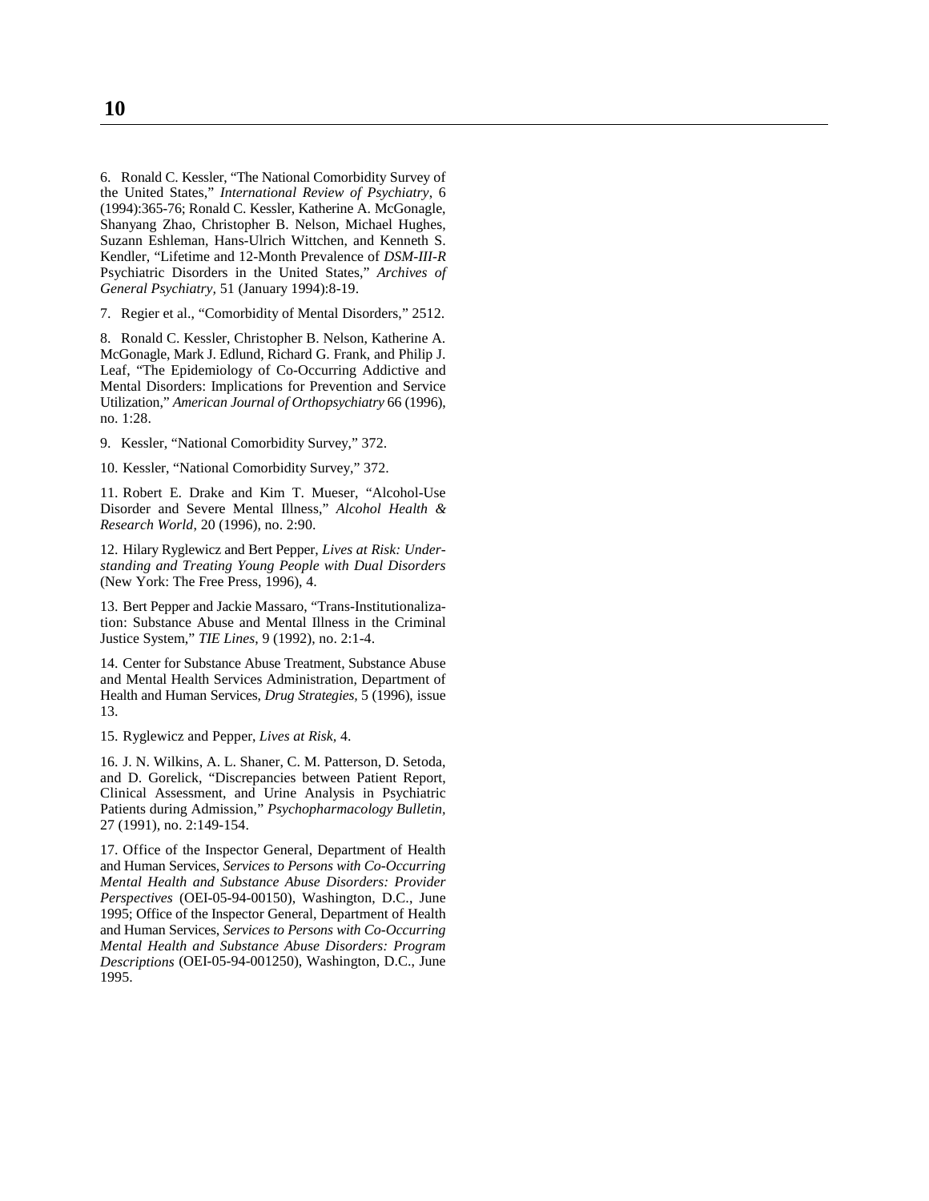6. Ronald C. Kessler, "The National Comorbidity Survey of the United States," *International Review of Psychiatry*, 6 (1994):365-76; Ronald C. Kessler, Katherine A. McGonagle, Shanyang Zhao, Christopher B. Nelson, Michael Hughes, Suzann Eshleman, Hans-Ulrich Wittchen, and Kenneth S. Kendler, "Lifetime and 12-Month Prevalence of *DSM-III-R* Psychiatric Disorders in the United States," *Archives of General Psychiatry*, 51 (January 1994):8-19.

7. Regier et al., "Comorbidity of Mental Disorders," 2512.

8. Ronald C. Kessler, Christopher B. Nelson, Katherine A. McGonagle, Mark J. Edlund, Richard G. Frank, and Philip J. Leaf, "The Epidemiology of Co-Occurring Addictive and Mental Disorders: Implications for Prevention and Service Utilization," *American Journal of Orthopsychiatry* 66 (1996), no. 1:28.

9. Kessler, "National Comorbidity Survey," 372.

10. Kessler, "National Comorbidity Survey," 372.

11. Robert E. Drake and Kim T. Mueser, "Alcohol-Use Disorder and Severe Mental Illness," *Alcohol Health & Research World*, 20 (1996), no. 2:90.

12. Hilary Ryglewicz and Bert Pepper, *Lives at Risk: Understanding and Treating Young People with Dual Disorders* (New York: The Free Press, 1996), 4.

13. Bert Pepper and Jackie Massaro, "Trans-Institutionalization: Substance Abuse and Mental Illness in the Criminal Justice System," *TIE Lines*, 9 (1992), no. 2:1-4.

14. Center for Substance Abuse Treatment, Substance Abuse and Mental Health Services Administration, Department of Health and Human Services, *Drug Strategies*, 5 (1996), issue 13.

15. Ryglewicz and Pepper, *Lives at Risk*, 4.

16. J. N. Wilkins, A. L. Shaner, C. M. Patterson, D. Setoda, and D. Gorelick, "Discrepancies between Patient Report, Clinical Assessment, and Urine Analysis in Psychiatric Patients during Admission," *Psychopharmacology Bulletin*, 27 (1991), no. 2:149-154.

17. Office of the Inspector General, Department of Health and Human Services, *Services to Persons with Co-Occurring Mental Health and Substance Abuse Disorders: Provider Perspectives* (OEI-05-94-00150), Washington, D.C., June 1995; Office of the Inspector General, Department of Health and Human Services, *Services to Persons with Co-Occurring Mental Health and Substance Abuse Disorders: Program Descriptions* (OEI-05-94-001250), Washington, D.C., June 1995.